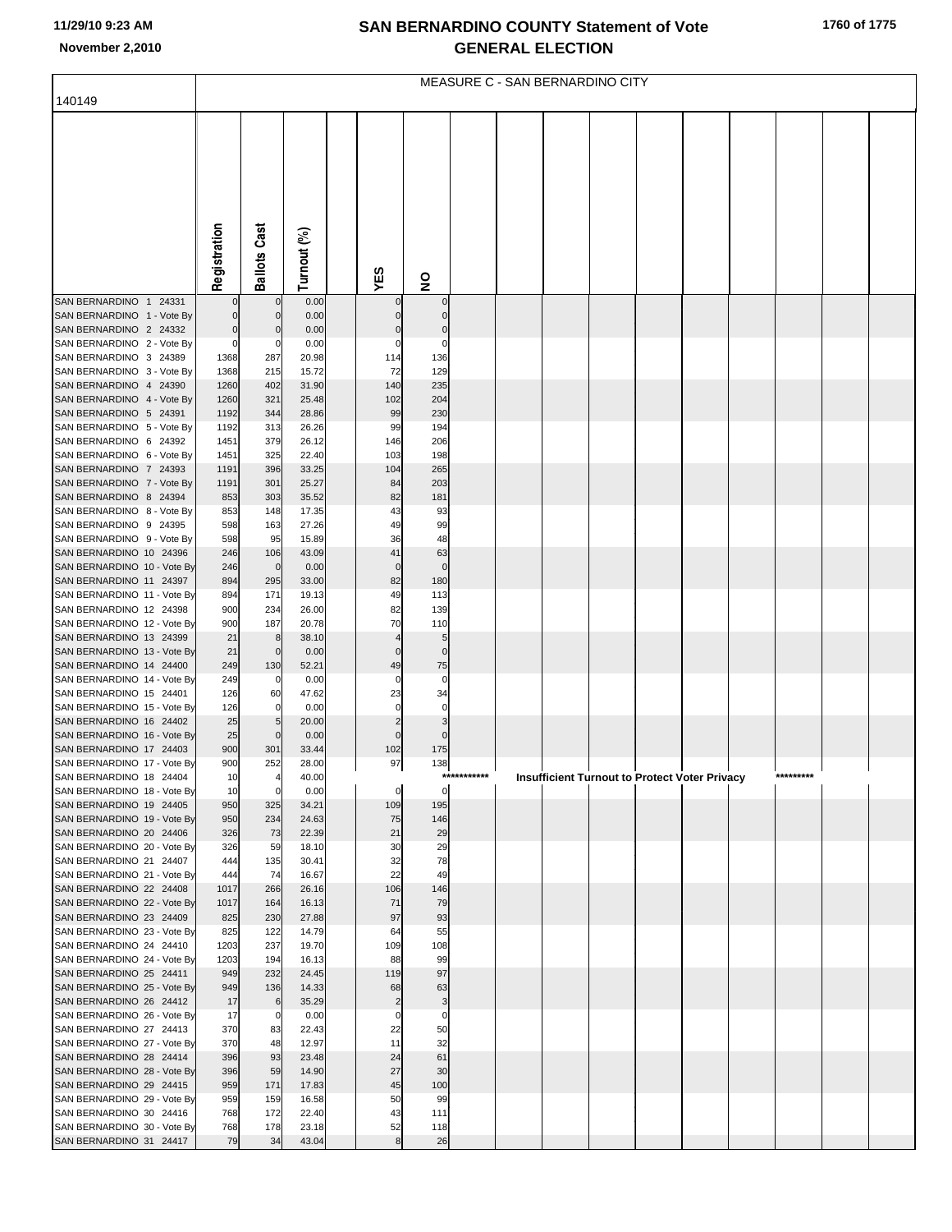# SAN BERNARDINO COUNTY Statement of Vote
## GENERAL ELECTION

11/29/10 9:23 AM
November 2,2010

MEASURE C - SAN BERNARDINO CITY

140149

| | Registration | Ballots Cast | Turnout (%) | | YES | NO |
|---|---|---|---|---|---|---|
| SAN BERNARDINO 1 24331 | 0 | 0 | 0.00 | | 0 | 0 |
| SAN BERNARDINO 1 - Vote By | 0 | 0 | 0.00 | | 0 | 0 |
| SAN BERNARDINO 2 24332 | 0 | 0 | 0.00 | | 0 | 0 |
| SAN BERNARDINO 2 - Vote By | 0 | 0 | 0.00 | | 0 | 0 |
| SAN BERNARDINO 3 24389 | 1368 | 287 | 20.98 | | 114 | 136 |
| SAN BERNARDINO 3 - Vote By | 1368 | 215 | 15.72 | | 72 | 129 |
| SAN BERNARDINO 4 24390 | 1260 | 402 | 31.90 | | 140 | 235 |
| SAN BERNARDINO 4 - Vote By | 1260 | 321 | 25.48 | | 102 | 204 |
| SAN BERNARDINO 5 24391 | 1192 | 344 | 28.86 | | 99 | 230 |
| SAN BERNARDINO 5 - Vote By | 1192 | 313 | 26.26 | | 99 | 194 |
| SAN BERNARDINO 6 24392 | 1451 | 379 | 26.12 | | 146 | 206 |
| SAN BERNARDINO 6 - Vote By | 1451 | 325 | 22.40 | | 103 | 198 |
| SAN BERNARDINO 7 24393 | 1191 | 396 | 33.25 | | 104 | 265 |
| SAN BERNARDINO 7 - Vote By | 1191 | 301 | 25.27 | | 84 | 203 |
| SAN BERNARDINO 8 24394 | 853 | 303 | 35.52 | | 82 | 181 |
| SAN BERNARDINO 8 - Vote By | 853 | 148 | 17.35 | | 43 | 93 |
| SAN BERNARDINO 9 24395 | 598 | 163 | 27.26 | | 49 | 99 |
| SAN BERNARDINO 9 - Vote By | 598 | 95 | 15.89 | | 36 | 48 |
| SAN BERNARDINO 10 24396 | 246 | 106 | 43.09 | | 41 | 63 |
| SAN BERNARDINO 10 - Vote By | 246 | 0 | 0.00 | | 0 | 0 |
| SAN BERNARDINO 11 24397 | 894 | 295 | 33.00 | | 82 | 180 |
| SAN BERNARDINO 11 - Vote By | 894 | 171 | 19.13 | | 49 | 113 |
| SAN BERNARDINO 12 24398 | 900 | 234 | 26.00 | | 82 | 139 |
| SAN BERNARDINO 12 - Vote By | 900 | 187 | 20.78 | | 70 | 110 |
| SAN BERNARDINO 13 24399 | 21 | 8 | 38.10 | | 4 | 5 |
| SAN BERNARDINO 13 - Vote By | 21 | 0 | 0.00 | | 0 | 0 |
| SAN BERNARDINO 14 24400 | 249 | 130 | 52.21 | | 49 | 75 |
| SAN BERNARDINO 14 - Vote By | 249 | 0 | 0.00 | | 0 | 0 |
| SAN BERNARDINO 15 24401 | 126 | 60 | 47.62 | | 23 | 34 |
| SAN BERNARDINO 15 - Vote By | 126 | 0 | 0.00 | | 0 | 0 |
| SAN BERNARDINO 16 24402 | 25 | 5 | 20.00 | | 2 | 3 |
| SAN BERNARDINO 16 - Vote By | 25 | 0 | 0.00 | | 0 | 0 |
| SAN BERNARDINO 17 24403 | 900 | 301 | 33.44 | | 102 | 175 |
| SAN BERNARDINO 17 - Vote By | 900 | 252 | 28.00 | | 97 | 138 |
| SAN BERNARDINO 18 24404 | 10 | 4 | 40.00 | | *********** Insufficient Turnout to Protect Voter Privacy ********* | |
| SAN BERNARDINO 18 - Vote By | 10 | 0 | 0.00 | | 0 | 0 |
| SAN BERNARDINO 19 24405 | 950 | 325 | 34.21 | | 109 | 195 |
| SAN BERNARDINO 19 - Vote By | 950 | 234 | 24.63 | | 75 | 146 |
| SAN BERNARDINO 20 24406 | 326 | 73 | 22.39 | | 21 | 29 |
| SAN BERNARDINO 20 - Vote By | 326 | 59 | 18.10 | | 30 | 29 |
| SAN BERNARDINO 21 24407 | 444 | 135 | 30.41 | | 32 | 78 |
| SAN BERNARDINO 21 - Vote By | 444 | 74 | 16.67 | | 22 | 49 |
| SAN BERNARDINO 22 24408 | 1017 | 266 | 26.16 | | 106 | 146 |
| SAN BERNARDINO 22 - Vote By | 1017 | 164 | 16.13 | | 71 | 79 |
| SAN BERNARDINO 23 24409 | 825 | 230 | 27.88 | | 97 | 93 |
| SAN BERNARDINO 23 - Vote By | 825 | 122 | 14.79 | | 64 | 55 |
| SAN BERNARDINO 24 24410 | 1203 | 237 | 19.70 | | 109 | 108 |
| SAN BERNARDINO 24 - Vote By | 1203 | 194 | 16.13 | | 88 | 99 |
| SAN BERNARDINO 25 24411 | 949 | 232 | 24.45 | | 119 | 97 |
| SAN BERNARDINO 25 - Vote By | 949 | 136 | 14.33 | | 68 | 63 |
| SAN BERNARDINO 26 24412 | 17 | 6 | 35.29 | | 2 | 3 |
| SAN BERNARDINO 26 - Vote By | 17 | 0 | 0.00 | | 0 | 0 |
| SAN BERNARDINO 27 24413 | 370 | 83 | 22.43 | | 22 | 50 |
| SAN BERNARDINO 27 - Vote By | 370 | 48 | 12.97 | | 11 | 32 |
| SAN BERNARDINO 28 24414 | 396 | 93 | 23.48 | | 24 | 61 |
| SAN BERNARDINO 28 - Vote By | 396 | 59 | 14.90 | | 27 | 30 |
| SAN BERNARDINO 29 24415 | 959 | 171 | 17.83 | | 45 | 100 |
| SAN BERNARDINO 29 - Vote By | 959 | 159 | 16.58 | | 50 | 99 |
| SAN BERNARDINO 30 24416 | 768 | 172 | 22.40 | | 43 | 111 |
| SAN BERNARDINO 30 - Vote By | 768 | 178 | 23.18 | | 52 | 118 |
| SAN BERNARDINO 31 24417 | 79 | 34 | 43.04 | | 8 | 26 |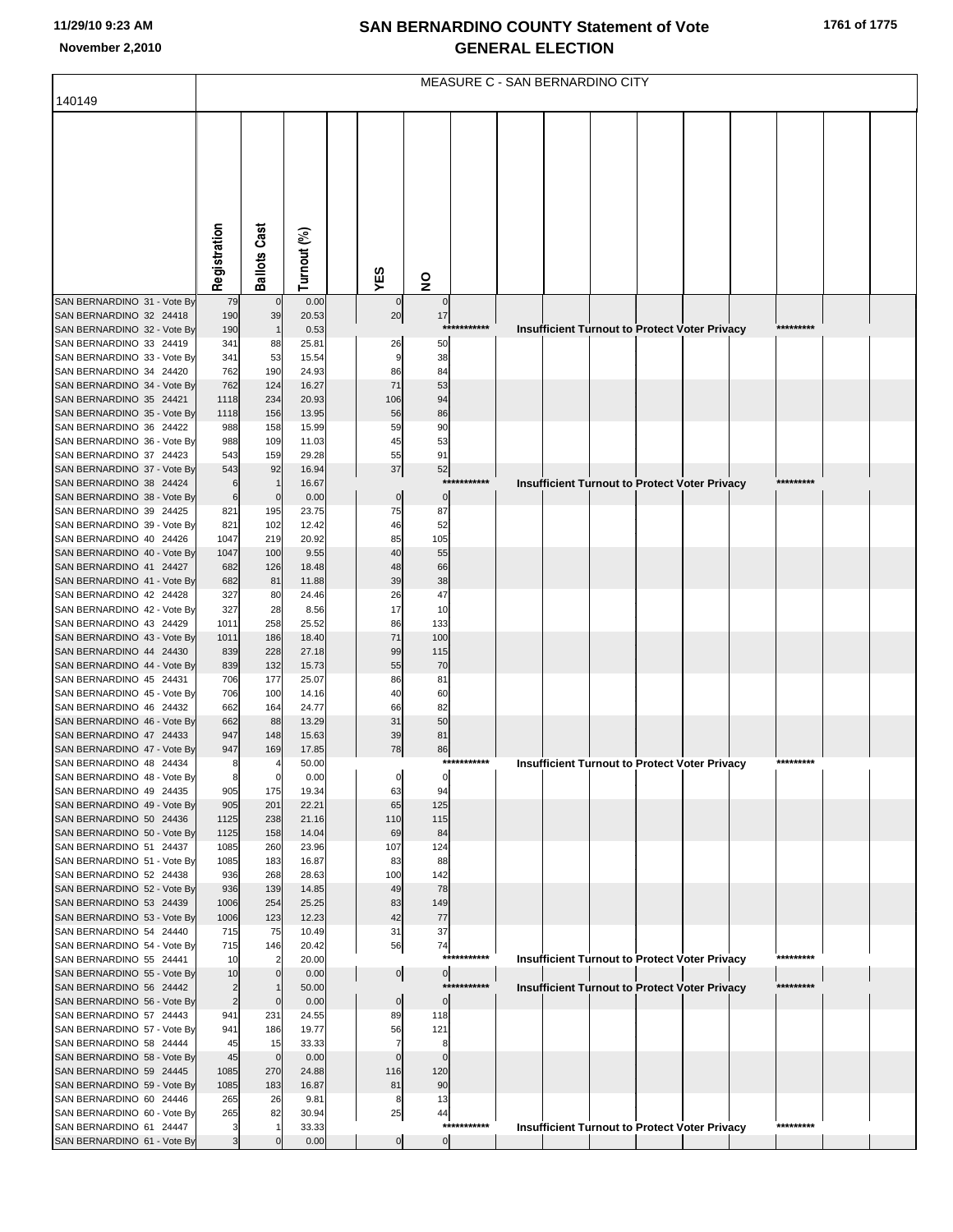# SAN BERNARDINO COUNTY Statement of Vote
# GENERAL ELECTION

November 2,2010

## MEASURE C - SAN BERNARDINO CITY

140149

| | Registration | Ballots Cast | Turnout (%) | YES | NO | |
|---|---|---|---|---|---|---|
| SAN BERNARDINO 31 - Vote By | 79 | 0 | 0.00 | 0 | 0 | |
| SAN BERNARDINO 32 24418 | 190 | 39 | 20.53 | 20 | 17 | |
| SAN BERNARDINO 32 - Vote By | 190 | 1 | 0.53 | | | *********** Insufficient Turnout to Protect Voter Privacy ********* |
| SAN BERNARDINO 33 24419 | 341 | 88 | 25.81 | 26 | 50 | |
| SAN BERNARDINO 33 - Vote By | 341 | 53 | 15.54 | 9 | 38 | |
| SAN BERNARDINO 34 24420 | 762 | 190 | 24.93 | 86 | 84 | |
| SAN BERNARDINO 34 - Vote By | 762 | 124 | 16.27 | 71 | 53 | |
| SAN BERNARDINO 35 24421 | 1118 | 234 | 20.93 | 106 | 94 | |
| SAN BERNARDINO 35 - Vote By | 1118 | 156 | 13.95 | 56 | 86 | |
| SAN BERNARDINO 36 24422 | 988 | 158 | 15.99 | 59 | 90 | |
| SAN BERNARDINO 36 - Vote By | 988 | 109 | 11.03 | 45 | 53 | |
| SAN BERNARDINO 37 24423 | 543 | 159 | 29.28 | 55 | 91 | |
| SAN BERNARDINO 37 - Vote By | 543 | 92 | 16.94 | 37 | 52 | |
| SAN BERNARDINO 38 24424 | 6 | 1 | 16.67 | | | *********** Insufficient Turnout to Protect Voter Privacy ********* |
| SAN BERNARDINO 38 - Vote By | 6 | 0 | 0.00 | 0 | 0 | |
| SAN BERNARDINO 39 24425 | 821 | 195 | 23.75 | 75 | 87 | |
| SAN BERNARDINO 39 - Vote By | 821 | 102 | 12.42 | 46 | 52 | |
| SAN BERNARDINO 40 24426 | 1047 | 219 | 20.92 | 85 | 105 | |
| SAN BERNARDINO 40 - Vote By | 1047 | 100 | 9.55 | 40 | 55 | |
| SAN BERNARDINO 41 24427 | 682 | 126 | 18.48 | 48 | 66 | |
| SAN BERNARDINO 41 - Vote By | 682 | 81 | 11.88 | 39 | 38 | |
| SAN BERNARDINO 42 24428 | 327 | 80 | 24.46 | 26 | 47 | |
| SAN BERNARDINO 42 - Vote By | 327 | 28 | 8.56 | 17 | 10 | |
| SAN BERNARDINO 43 24429 | 1011 | 258 | 25.52 | 86 | 133 | |
| SAN BERNARDINO 43 - Vote By | 1011 | 186 | 18.40 | 71 | 100 | |
| SAN BERNARDINO 44 24430 | 839 | 228 | 27.18 | 99 | 115 | |
| SAN BERNARDINO 44 - Vote By | 839 | 132 | 15.73 | 55 | 70 | |
| SAN BERNARDINO 45 24431 | 706 | 177 | 25.07 | 86 | 81 | |
| SAN BERNARDINO 45 - Vote By | 706 | 100 | 14.16 | 40 | 60 | |
| SAN BERNARDINO 46 24432 | 662 | 164 | 24.77 | 66 | 82 | |
| SAN BERNARDINO 46 - Vote By | 662 | 88 | 13.29 | 31 | 50 | |
| SAN BERNARDINO 47 24433 | 947 | 148 | 15.63 | 39 | 81 | |
| SAN BERNARDINO 47 - Vote By | 947 | 169 | 17.85 | 78 | 86 | |
| SAN BERNARDINO 48 24434 | 8 | 4 | 50.00 | | | *********** Insufficient Turnout to Protect Voter Privacy ********* |
| SAN BERNARDINO 48 - Vote By | 8 | 0 | 0.00 | 0 | 0 | |
| SAN BERNARDINO 49 24435 | 905 | 175 | 19.34 | 63 | 94 | |
| SAN BERNARDINO 49 - Vote By | 905 | 201 | 22.21 | 65 | 125 | |
| SAN BERNARDINO 50 24436 | 1125 | 238 | 21.16 | 110 | 115 | |
| SAN BERNARDINO 50 - Vote By | 1125 | 158 | 14.04 | 69 | 84 | |
| SAN BERNARDINO 51 24437 | 1085 | 260 | 23.96 | 107 | 124 | |
| SAN BERNARDINO 51 - Vote By | 1085 | 183 | 16.87 | 83 | 88 | |
| SAN BERNARDINO 52 24438 | 936 | 268 | 28.63 | 100 | 142 | |
| SAN BERNARDINO 52 - Vote By | 936 | 139 | 14.85 | 49 | 78 | |
| SAN BERNARDINO 53 24439 | 1006 | 254 | 25.25 | 83 | 149 | |
| SAN BERNARDINO 53 - Vote By | 1006 | 123 | 12.23 | 42 | 77 | |
| SAN BERNARDINO 54 24440 | 715 | 75 | 10.49 | 31 | 37 | |
| SAN BERNARDINO 54 - Vote By | 715 | 146 | 20.42 | 56 | 74 | |
| SAN BERNARDINO 55 24441 | 10 | 2 | 20.00 | | | *********** Insufficient Turnout to Protect Voter Privacy ********* |
| SAN BERNARDINO 55 - Vote By | 10 | 0 | 0.00 | 0 | 0 | |
| SAN BERNARDINO 56 24442 | 2 | 1 | 50.00 | | | *********** Insufficient Turnout to Protect Voter Privacy ********* |
| SAN BERNARDINO 56 - Vote By | 2 | 0 | 0.00 | 0 | 0 | |
| SAN BERNARDINO 57 24443 | 941 | 231 | 24.55 | 89 | 118 | |
| SAN BERNARDINO 57 - Vote By | 941 | 186 | 19.77 | 56 | 121 | |
| SAN BERNARDINO 58 24444 | 45 | 15 | 33.33 | 7 | 8 | |
| SAN BERNARDINO 58 - Vote By | 45 | 0 | 0.00 | 0 | 0 | |
| SAN BERNARDINO 59 24445 | 1085 | 270 | 24.88 | 116 | 120 | |
| SAN BERNARDINO 59 - Vote By | 1085 | 183 | 16.87 | 81 | 90 | |
| SAN BERNARDINO 60 24446 | 265 | 26 | 9.81 | 8 | 13 | |
| SAN BERNARDINO 60 - Vote By | 265 | 82 | 30.94 | 25 | 44 | |
| SAN BERNARDINO 61 24447 | 3 | 1 | 33.33 | | | *********** Insufficient Turnout to Protect Voter Privacy ********* |
| SAN BERNARDINO 61 - Vote By | 3 | 0 | 0.00 | 0 | 0 | |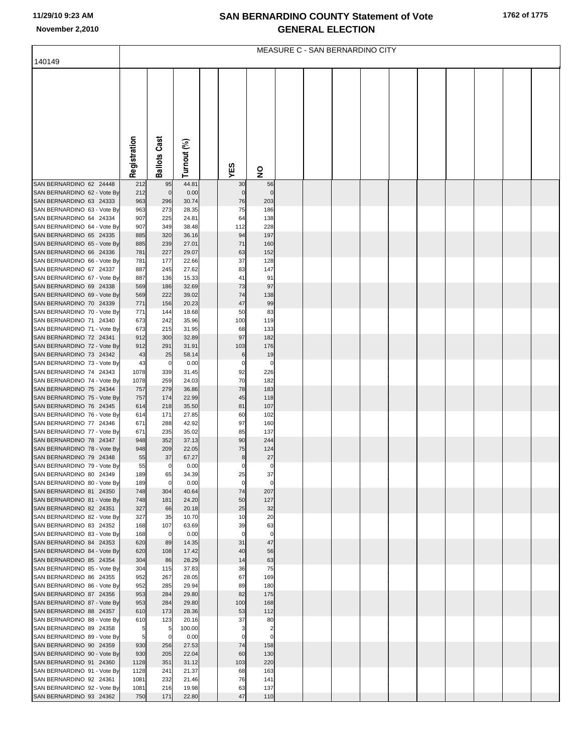# SAN BERNARDINO COUNTY Statement of Vote
## GENERAL ELECTION

11/29/10 9:23 AM
November 2,2010

MEASURE C - SAN BERNARDINO CITY

| 140149 | Registration | Ballots Cast | Turnout (%) | YES | NO |
|---|---|---|---|---|---|
| SAN BERNARDINO 62 24448 | 212 | 95 | 44.81 | 30 | 56 |
| SAN BERNARDINO 62 - Vote By | 212 | 0 | 0.00 | 0 | 0 |
| SAN BERNARDINO 63 24333 | 963 | 296 | 30.74 | 76 | 203 |
| SAN BERNARDINO 63 - Vote By | 963 | 273 | 28.35 | 75 | 186 |
| SAN BERNARDINO 64 24334 | 907 | 225 | 24.81 | 64 | 138 |
| SAN BERNARDINO 64 - Vote By | 907 | 349 | 38.48 | 112 | 228 |
| SAN BERNARDINO 65 24335 | 885 | 320 | 36.16 | 94 | 197 |
| SAN BERNARDINO 65 - Vote By | 885 | 239 | 27.01 | 71 | 160 |
| SAN BERNARDINO 66 24336 | 781 | 227 | 29.07 | 63 | 152 |
| SAN BERNARDINO 66 - Vote By | 781 | 177 | 22.66 | 37 | 128 |
| SAN BERNARDINO 67 24337 | 887 | 245 | 27.62 | 83 | 147 |
| SAN BERNARDINO 67 - Vote By | 887 | 136 | 15.33 | 41 | 91 |
| SAN BERNARDINO 69 24338 | 569 | 186 | 32.69 | 73 | 97 |
| SAN BERNARDINO 69 - Vote By | 569 | 222 | 39.02 | 74 | 138 |
| SAN BERNARDINO 70 24339 | 771 | 156 | 20.23 | 47 | 99 |
| SAN BERNARDINO 70 - Vote By | 771 | 144 | 18.68 | 50 | 83 |
| SAN BERNARDINO 71 24340 | 673 | 242 | 35.96 | 100 | 119 |
| SAN BERNARDINO 71 - Vote By | 673 | 215 | 31.95 | 68 | 133 |
| SAN BERNARDINO 72 24341 | 912 | 300 | 32.89 | 97 | 182 |
| SAN BERNARDINO 72 - Vote By | 912 | 291 | 31.91 | 103 | 176 |
| SAN BERNARDINO 73 24342 | 43 | 25 | 58.14 | 6 | 19 |
| SAN BERNARDINO 73 - Vote By | 43 | 0 | 0.00 | 0 | 0 |
| SAN BERNARDINO 74 24343 | 1078 | 339 | 31.45 | 92 | 226 |
| SAN BERNARDINO 74 - Vote By | 1078 | 259 | 24.03 | 70 | 182 |
| SAN BERNARDINO 75 24344 | 757 | 279 | 36.86 | 78 | 183 |
| SAN BERNARDINO 75 - Vote By | 757 | 174 | 22.99 | 45 | 118 |
| SAN BERNARDINO 76 24345 | 614 | 218 | 35.50 | 81 | 107 |
| SAN BERNARDINO 76 - Vote By | 614 | 171 | 27.85 | 60 | 102 |
| SAN BERNARDINO 77 24346 | 671 | 288 | 42.92 | 97 | 160 |
| SAN BERNARDINO 77 - Vote By | 671 | 235 | 35.02 | 85 | 137 |
| SAN BERNARDINO 78 24347 | 948 | 352 | 37.13 | 90 | 244 |
| SAN BERNARDINO 78 - Vote By | 948 | 209 | 22.05 | 75 | 124 |
| SAN BERNARDINO 79 24348 | 55 | 37 | 67.27 | 8 | 27 |
| SAN BERNARDINO 79 - Vote By | 55 | 0 | 0.00 | 0 | 0 |
| SAN BERNARDINO 80 24349 | 189 | 65 | 34.39 | 25 | 37 |
| SAN BERNARDINO 80 - Vote By | 189 | 0 | 0.00 | 0 | 0 |
| SAN BERNARDINO 81 24350 | 748 | 304 | 40.64 | 74 | 207 |
| SAN BERNARDINO 81 - Vote By | 748 | 181 | 24.20 | 50 | 127 |
| SAN BERNARDINO 82 24351 | 327 | 66 | 20.18 | 25 | 32 |
| SAN BERNARDINO 82 - Vote By | 327 | 35 | 10.70 | 10 | 20 |
| SAN BERNARDINO 83 24352 | 168 | 107 | 63.69 | 39 | 63 |
| SAN BERNARDINO 83 - Vote By | 168 | 0 | 0.00 | 0 | 0 |
| SAN BERNARDINO 84 24353 | 620 | 89 | 14.35 | 31 | 47 |
| SAN BERNARDINO 84 - Vote By | 620 | 108 | 17.42 | 40 | 56 |
| SAN BERNARDINO 85 24354 | 304 | 86 | 28.29 | 14 | 63 |
| SAN BERNARDINO 85 - Vote By | 304 | 115 | 37.83 | 36 | 75 |
| SAN BERNARDINO 86 24355 | 952 | 267 | 28.05 | 67 | 169 |
| SAN BERNARDINO 86 - Vote By | 952 | 285 | 29.94 | 89 | 180 |
| SAN BERNARDINO 87 24356 | 953 | 284 | 29.80 | 82 | 175 |
| SAN BERNARDINO 87 - Vote By | 953 | 284 | 29.80 | 100 | 168 |
| SAN BERNARDINO 88 24357 | 610 | 173 | 28.36 | 53 | 112 |
| SAN BERNARDINO 88 - Vote By | 610 | 123 | 20.16 | 37 | 80 |
| SAN BERNARDINO 89 24358 | 5 | 5 | 100.00 | 3 | 2 |
| SAN BERNARDINO 89 - Vote By | 5 | 0 | 0.00 | 0 | 0 |
| SAN BERNARDINO 90 24359 | 930 | 256 | 27.53 | 74 | 158 |
| SAN BERNARDINO 90 - Vote By | 930 | 205 | 22.04 | 60 | 130 |
| SAN BERNARDINO 91 24360 | 1128 | 351 | 31.12 | 103 | 220 |
| SAN BERNARDINO 91 - Vote By | 1128 | 241 | 21.37 | 68 | 163 |
| SAN BERNARDINO 92 24361 | 1081 | 232 | 21.46 | 76 | 141 |
| SAN BERNARDINO 92 - Vote By | 1081 | 216 | 19.98 | 63 | 137 |
| SAN BERNARDINO 93 24362 | 750 | 171 | 22.80 | 47 | 110 |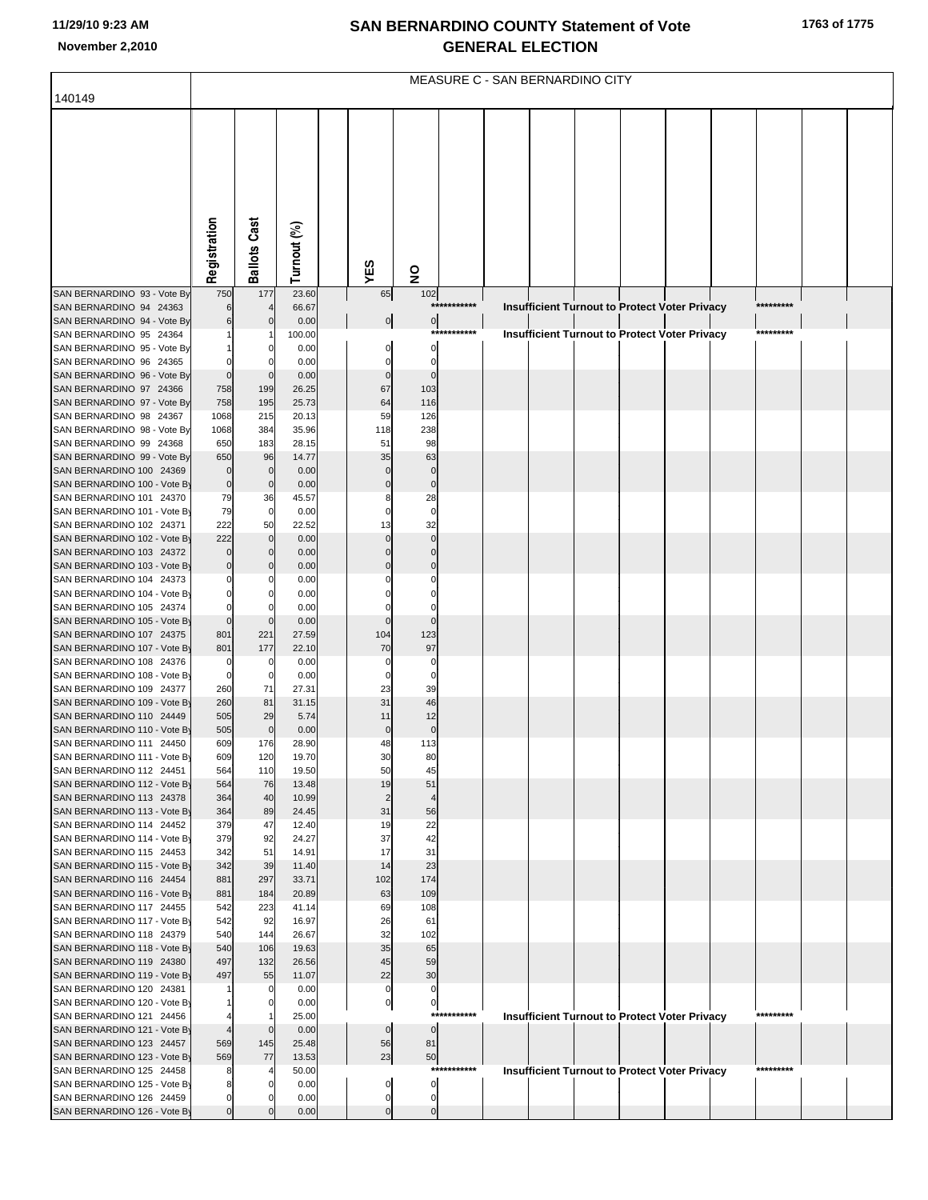# SAN BERNARDINO COUNTY Statement of Vote
## GENERAL ELECTION

11/29/10 9:23 AM

November 2,2010

MEASURE C - SAN BERNARDINO CITY

140149

| | Registration | Ballots Cast | Turnout (%) | YES | NO | |
|---|---|---|---|---|---|---|
| SAN BERNARDINO 93 - Vote By | 750 | 177 | 23.60 | 65 | 102 | |
| SAN BERNARDINO 94 24363 | 6 | 4 | 66.67 | | *********** | Insufficient Turnout to Protect Voter Privacy ********* |
| SAN BERNARDINO 94 - Vote By | 6 | 0 | 0.00 | 0 | 0 | |
| SAN BERNARDINO 95 24364 | 1 | 1 | 100.00 | | *********** | Insufficient Turnout to Protect Voter Privacy ********* |
| SAN BERNARDINO 95 - Vote By | 1 | 0 | 0.00 | 0 | 0 | |
| SAN BERNARDINO 96 24365 | 0 | 0 | 0.00 | 0 | 0 | |
| SAN BERNARDINO 96 - Vote By | 0 | 0 | 0.00 | 0 | 0 | |
| SAN BERNARDINO 97 24366 | 758 | 199 | 26.25 | 67 | 103 | |
| SAN BERNARDINO 97 - Vote By | 758 | 195 | 25.73 | 64 | 116 | |
| SAN BERNARDINO 98 24367 | 1068 | 215 | 20.13 | 59 | 126 | |
| SAN BERNARDINO 98 - Vote By | 1068 | 384 | 35.96 | 118 | 238 | |
| SAN BERNARDINO 99 24368 | 650 | 183 | 28.15 | 51 | 98 | |
| SAN BERNARDINO 99 - Vote By | 650 | 96 | 14.77 | 35 | 63 | |
| SAN BERNARDINO 100 24369 | 0 | 0 | 0.00 | 0 | 0 | |
| SAN BERNARDINO 100 - Vote By | 0 | 0 | 0.00 | 0 | 0 | |
| SAN BERNARDINO 101 24370 | 79 | 36 | 45.57 | 8 | 28 | |
| SAN BERNARDINO 101 - Vote By | 79 | 0 | 0.00 | 0 | 0 | |
| SAN BERNARDINO 102 24371 | 222 | 50 | 22.52 | 13 | 32 | |
| SAN BERNARDINO 102 - Vote By | 222 | 0 | 0.00 | 0 | 0 | |
| SAN BERNARDINO 103 24372 | 0 | 0 | 0.00 | 0 | 0 | |
| SAN BERNARDINO 103 - Vote By | 0 | 0 | 0.00 | 0 | 0 | |
| SAN BERNARDINO 104 24373 | 0 | 0 | 0.00 | 0 | 0 | |
| SAN BERNARDINO 104 - Vote By | 0 | 0 | 0.00 | 0 | 0 | |
| SAN BERNARDINO 105 24374 | 0 | 0 | 0.00 | 0 | 0 | |
| SAN BERNARDINO 105 - Vote By | 0 | 0 | 0.00 | 0 | 0 | |
| SAN BERNARDINO 107 24375 | 801 | 221 | 27.59 | 104 | 123 | |
| SAN BERNARDINO 107 - Vote By | 801 | 177 | 22.10 | 70 | 97 | |
| SAN BERNARDINO 108 24376 | 0 | 0 | 0.00 | 0 | 0 | |
| SAN BERNARDINO 108 - Vote By | 0 | 0 | 0.00 | 0 | 0 | |
| SAN BERNARDINO 109 24377 | 260 | 71 | 27.31 | 23 | 39 | |
| SAN BERNARDINO 109 - Vote By | 260 | 81 | 31.15 | 31 | 46 | |
| SAN BERNARDINO 110 24449 | 505 | 29 | 5.74 | 11 | 12 | |
| SAN BERNARDINO 110 - Vote By | 505 | 0 | 0.00 | 0 | 0 | |
| SAN BERNARDINO 111 24450 | 609 | 176 | 28.90 | 48 | 113 | |
| SAN BERNARDINO 111 - Vote By | 609 | 120 | 19.70 | 30 | 80 | |
| SAN BERNARDINO 112 24451 | 564 | 110 | 19.50 | 50 | 45 | |
| SAN BERNARDINO 112 - Vote By | 564 | 76 | 13.48 | 19 | 51 | |
| SAN BERNARDINO 113 24378 | 364 | 40 | 10.99 | 2 | 4 | |
| SAN BERNARDINO 113 - Vote By | 364 | 89 | 24.45 | 31 | 56 | |
| SAN BERNARDINO 114 24452 | 379 | 47 | 12.40 | 19 | 22 | |
| SAN BERNARDINO 114 - Vote By | 379 | 92 | 24.27 | 37 | 42 | |
| SAN BERNARDINO 115 24453 | 342 | 51 | 14.91 | 17 | 31 | |
| SAN BERNARDINO 115 - Vote By | 342 | 39 | 11.40 | 14 | 23 | |
| SAN BERNARDINO 116 24454 | 881 | 297 | 33.71 | 102 | 174 | |
| SAN BERNARDINO 116 - Vote By | 881 | 184 | 20.89 | 63 | 109 | |
| SAN BERNARDINO 117 24455 | 542 | 223 | 41.14 | 69 | 108 | |
| SAN BERNARDINO 117 - Vote By | 542 | 92 | 16.97 | 26 | 61 | |
| SAN BERNARDINO 118 24379 | 540 | 144 | 26.67 | 32 | 102 | |
| SAN BERNARDINO 118 - Vote By | 540 | 106 | 19.63 | 35 | 65 | |
| SAN BERNARDINO 119 24380 | 497 | 132 | 26.56 | 45 | 59 | |
| SAN BERNARDINO 119 - Vote By | 497 | 55 | 11.07 | 22 | 30 | |
| SAN BERNARDINO 120 24381 | 1 | 0 | 0.00 | 0 | 0 | |
| SAN BERNARDINO 120 - Vote By | 1 | 0 | 0.00 | 0 | 0 | |
| SAN BERNARDINO 121 24456 | 4 | 1 | 25.00 | | *********** | Insufficient Turnout to Protect Voter Privacy ********* |
| SAN BERNARDINO 121 - Vote By | 4 | 0 | 0.00 | 0 | 0 | |
| SAN BERNARDINO 123 24457 | 569 | 145 | 25.48 | 56 | 81 | |
| SAN BERNARDINO 123 - Vote By | 569 | 77 | 13.53 | 23 | 50 | |
| SAN BERNARDINO 125 24458 | 8 | 4 | 50.00 | | *********** | Insufficient Turnout to Protect Voter Privacy ********* |
| SAN BERNARDINO 125 - Vote By | 8 | 0 | 0.00 | 0 | 0 | |
| SAN BERNARDINO 126 24459 | 0 | 0 | 0.00 | 0 | 0 | |
| SAN BERNARDINO 126 - Vote By | 0 | 0 | 0.00 | 0 | 0 | |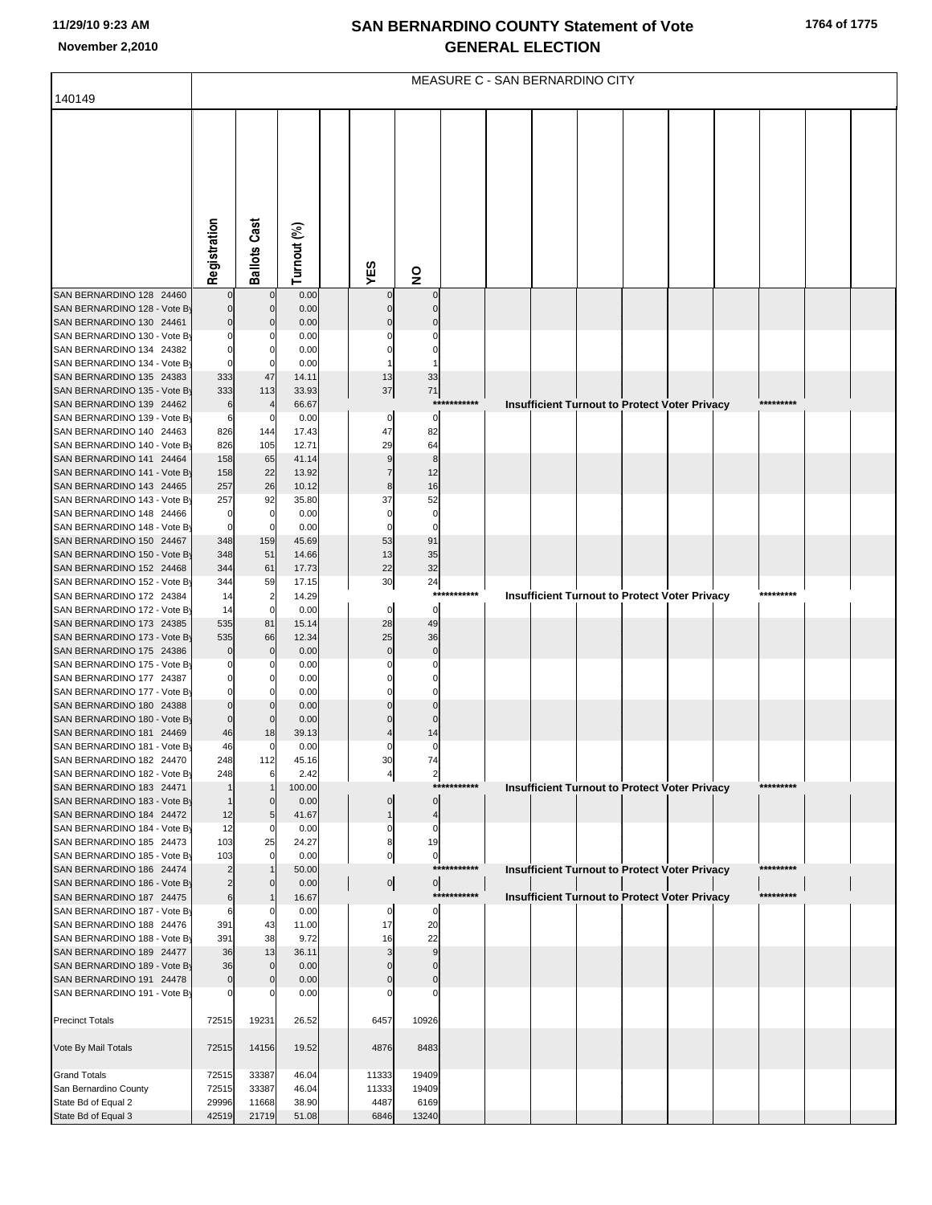# SAN BERNARDINO COUNTY Statement of Vote
## GENERAL ELECTION

11/29/10 9:23 AM
November 2,2010

140149

MEASURE C - SAN BERNARDINO CITY

| | Registration | Ballots Cast | Turnout (%) | YES | NO | |
|---|---|---|---|---|---|---|
| SAN BERNARDINO 128 24460 | 0 | 0 | 0.00 | 0 | 0 | |
| SAN BERNARDINO 128 - Vote By | 0 | 0 | 0.00 | 0 | 0 | |
| SAN BERNARDINO 130 24461 | 0 | 0 | 0.00 | 0 | 0 | |
| SAN BERNARDINO 130 - Vote By | 0 | 0 | 0.00 | 0 | 0 | |
| SAN BERNARDINO 134 24382 | 0 | 0 | 0.00 | 0 | 0 | |
| SAN BERNARDINO 134 - Vote By | 0 | 0 | 0.00 | 1 | 1 | |
| SAN BERNARDINO 135 24383 | 333 | 47 | 14.11 | 13 | 33 | |
| SAN BERNARDINO 135 - Vote By | 333 | 113 | 33.93 | 37 | 71 | |
| SAN BERNARDINO 139 24462 | 6 | 4 | 66.67 | | *********** | Insufficient Turnout to Protect Voter Privacy ********* |
| SAN BERNARDINO 139 - Vote By | 6 | 0 | 0.00 | 0 | 0 | |
| SAN BERNARDINO 140 24463 | 826 | 144 | 17.43 | 47 | 82 | |
| SAN BERNARDINO 140 - Vote By | 826 | 105 | 12.71 | 29 | 64 | |
| SAN BERNARDINO 141 24464 | 158 | 65 | 41.14 | 9 | 8 | |
| SAN BERNARDINO 141 - Vote By | 158 | 22 | 13.92 | 7 | 12 | |
| SAN BERNARDINO 143 24465 | 257 | 26 | 10.12 | 8 | 16 | |
| SAN BERNARDINO 143 - Vote By | 257 | 92 | 35.80 | 37 | 52 | |
| SAN BERNARDINO 148 24466 | 0 | 0 | 0.00 | 0 | 0 | |
| SAN BERNARDINO 148 - Vote By | 0 | 0 | 0.00 | 0 | 0 | |
| SAN BERNARDINO 150 24467 | 348 | 159 | 45.69 | 53 | 91 | |
| SAN BERNARDINO 150 - Vote By | 348 | 51 | 14.66 | 13 | 35 | |
| SAN BERNARDINO 152 24468 | 344 | 61 | 17.73 | 22 | 32 | |
| SAN BERNARDINO 152 - Vote By | 344 | 59 | 17.15 | 30 | 24 | |
| SAN BERNARDINO 172 24384 | 14 | 2 | 14.29 | | *********** | Insufficient Turnout to Protect Voter Privacy ********* |
| SAN BERNARDINO 172 - Vote By | 14 | 0 | 0.00 | 0 | 0 | |
| SAN BERNARDINO 173 24385 | 535 | 81 | 15.14 | 28 | 49 | |
| SAN BERNARDINO 173 - Vote By | 535 | 66 | 12.34 | 25 | 36 | |
| SAN BERNARDINO 175 24386 | 0 | 0 | 0.00 | 0 | 0 | |
| SAN BERNARDINO 175 - Vote By | 0 | 0 | 0.00 | 0 | 0 | |
| SAN BERNARDINO 177 24387 | 0 | 0 | 0.00 | 0 | 0 | |
| SAN BERNARDINO 177 - Vote By | 0 | 0 | 0.00 | 0 | 0 | |
| SAN BERNARDINO 180 24388 | 0 | 0 | 0.00 | 0 | 0 | |
| SAN BERNARDINO 180 - Vote By | 0 | 0 | 0.00 | 0 | 0 | |
| SAN BERNARDINO 181 24469 | 46 | 18 | 39.13 | 4 | 14 | |
| SAN BERNARDINO 181 - Vote By | 46 | 0 | 0.00 | 0 | 0 | |
| SAN BERNARDINO 182 24470 | 248 | 112 | 45.16 | 30 | 74 | |
| SAN BERNARDINO 182 - Vote By | 248 | 6 | 2.42 | 4 | 2 | |
| SAN BERNARDINO 183 24471 | 1 | 1 | 100.00 | | *********** | Insufficient Turnout to Protect Voter Privacy ********* |
| SAN BERNARDINO 183 - Vote By | 1 | 0 | 0.00 | 0 | 0 | |
| SAN BERNARDINO 184 24472 | 12 | 5 | 41.67 | 1 | 4 | |
| SAN BERNARDINO 184 - Vote By | 12 | 0 | 0.00 | 0 | 0 | |
| SAN BERNARDINO 185 24473 | 103 | 25 | 24.27 | 8 | 19 | |
| SAN BERNARDINO 185 - Vote By | 103 | 0 | 0.00 | 0 | 0 | |
| SAN BERNARDINO 186 24474 | 2 | 1 | 50.00 | | *********** | Insufficient Turnout to Protect Voter Privacy ********* |
| SAN BERNARDINO 186 - Vote By | 2 | 0 | 0.00 | 0 | 0 | |
| SAN BERNARDINO 187 24475 | 6 | 1 | 16.67 | | *********** | Insufficient Turnout to Protect Voter Privacy ********* |
| SAN BERNARDINO 187 - Vote By | 6 | 0 | 0.00 | 0 | 0 | |
| SAN BERNARDINO 188 24476 | 391 | 43 | 11.00 | 17 | 20 | |
| SAN BERNARDINO 188 - Vote By | 391 | 38 | 9.72 | 16 | 22 | |
| SAN BERNARDINO 189 24477 | 36 | 13 | 36.11 | 3 | 9 | |
| SAN BERNARDINO 189 - Vote By | 36 | 0 | 0.00 | 0 | 0 | |
| SAN BERNARDINO 191 24478 | 0 | 0 | 0.00 | 0 | 0 | |
| SAN BERNARDINO 191 - Vote By | 0 | 0 | 0.00 | 0 | 0 | |
| Precinct Totals | 72515 | 19231 | 26.52 | 6457 | 10926 | |
| Vote By Mail Totals | 72515 | 14156 | 19.52 | 4876 | 8483 | |
| Grand Totals | 72515 | 33387 | 46.04 | 11333 | 19409 | |
| San Bernardino County | 72515 | 33387 | 46.04 | 11333 | 19409 | |
| State Bd of Equal 2 | 29996 | 11668 | 38.90 | 4487 | 6169 | |
| State Bd of Equal 3 | 42519 | 21719 | 51.08 | 6846 | 13240 | |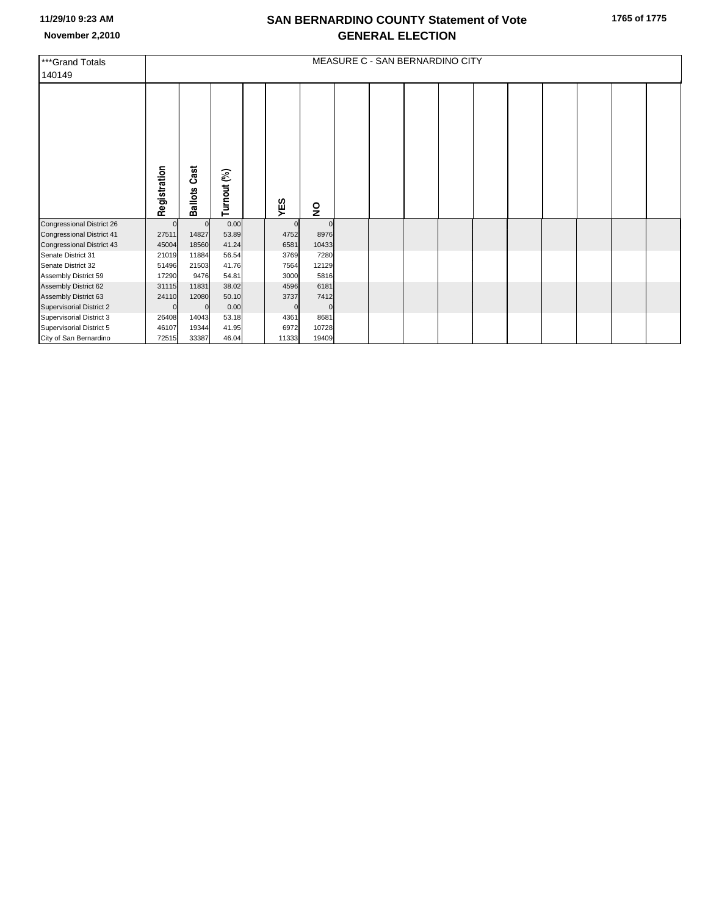# SAN BERNARDINO COUNTY Statement of Vote GENERAL ELECTION

November 2,2010

| ***Grand Totals 140149 | MEASURE C - SAN BERNARDINO CITY | | | | | |
|---|---|---|---|---|---|---|
| | Registration | Ballots Cast | Turnout (%) | | YES | NO |
| Congressional District 26 | 0 | 0 | 0.00 | | 0 | 0 |
| Congressional District 41 | 27511 | 14827 | 53.89 | | 4752 | 8976 |
| Congressional District 43 | 45004 | 18560 | 41.24 | | 6581 | 10433 |
| Senate District 31 | 21019 | 11884 | 56.54 | | 3769 | 7280 |
| Senate District 32 | 51496 | 21503 | 41.76 | | 7564 | 12129 |
| Assembly District 59 | 17290 | 9476 | 54.81 | | 3000 | 5816 |
| Assembly District 62 | 31115 | 11831 | 38.02 | | 4596 | 6181 |
| Assembly District 63 | 24110 | 12080 | 50.10 | | 3737 | 7412 |
| Supervisorial District 2 | 0 | 0 | 0.00 | | 0 | 0 |
| Supervisorial District 3 | 26408 | 14043 | 53.18 | | 4361 | 8681 |
| Supervisorial District 5 | 46107 | 19344 | 41.95 | | 6972 | 10728 |
| City of San Bernardino | 72515 | 33387 | 46.04 | | 11333 | 19409 |